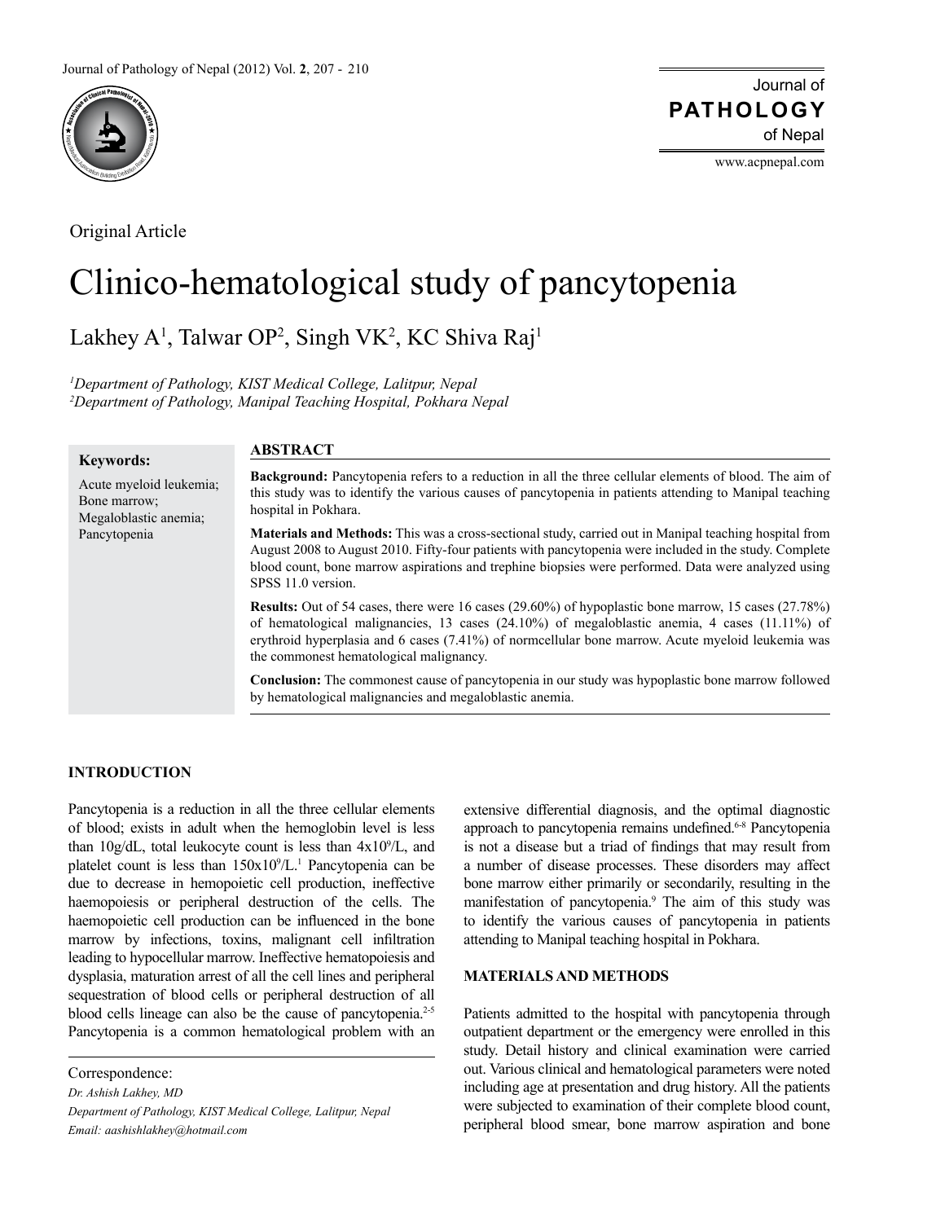Original Article

# Clinico-hematological study of pancytopenia

Lakhey A[1], Talwar OP[2], Singh VK[2], KC Shiva Raj[1]

*[1]Department of Pathology, KIST Medical College, Lalitpur, Nepal*
*[2]Department of Pathology, Manipal Teaching Hospital, Pokhara Nepal*

**Keywords:**

Acute myeloid leukemia; Bone marrow; Megaloblastic anemia; Pancytopenia

## ABSTRACT

**Background:** Pancytopenia refers to a reduction in all the three cellular elements of blood. The aim of this study was to identify the various causes of pancytopenia in patients attending to Manipal teaching hospital in Pokhara.

**Materials and Methods:** This was a cross-sectional study, carried out in Manipal teaching hospital from August 2008 to August 2010. Fifty-four patients with pancytopenia were included in the study. Complete blood count, bone marrow aspirations and trephine biopsies were performed. Data were analyzed using SPSS 11.0 version.

**Results:** Out of 54 cases, there were 16 cases (29.60%) of hypoplastic bone marrow, 15 cases (27.78%) of hematological malignancies, 13 cases (24.10%) of megaloblastic anemia, 4 cases (11.11%) of erythroid hyperplasia and 6 cases (7.41%) of normcellular bone marrow. Acute myeloid leukemia was the commonest hematological malignancy.

**Conclusion:** The commonest cause of pancytopenia in our study was hypoplastic bone marrow followed by hematological malignancies and megaloblastic anemia.

## INTRODUCTION

Pancytopenia is a reduction in all the three cellular elements of blood; exists in adult when the hemoglobin level is less than 10g/dL, total leukocyte count is less than $4 \times 10^9$/L, and platelet count is less than $150 \times 10^9$/L.[1] Pancytopenia can be due to decrease in hemopoietic cell production, ineffective haemopoiesis or peripheral destruction of the cells. The haemopoietic cell production can be influenced in the bone marrow by infections, toxins, malignant cell infiltration leading to hypocellular marrow. Ineffective hematopoiesis and dysplasia, maturation arrest of all the cell lines and peripheral sequestration of blood cells or peripheral destruction of all blood cells lineage can also be the cause of pancytopenia.[2-5] Pancytopenia is a common hematological problem with an extensive differential diagnosis, and the optimal diagnostic approach to pancytopenia remains undefined.[6-8] Pancytopenia is not a disease but a triad of findings that may result from a number of disease processes. These disorders may affect bone marrow either primarily or secondarily, resulting in the manifestation of pancytopenia.[9] The aim of this study was to identify the various causes of pancytopenia in patients attending to Manipal teaching hospital in Pokhara.

## MATERIALS AND METHODS

Patients admitted to the hospital with pancytopenia through outpatient department or the emergency were enrolled in this study. Detail history and clinical examination were carried out. Various clinical and hematological parameters were noted including age at presentation and drug history. All the patients were subjected to examination of their complete blood count, peripheral blood smear, bone marrow aspiration and bone

Correspondence:

*Dr. Ashish Lakhey, MD*

*Department of Pathology, KIST Medical College, Lalitpur, Nepal*

*Email: aashishlakhey@hotmail.com*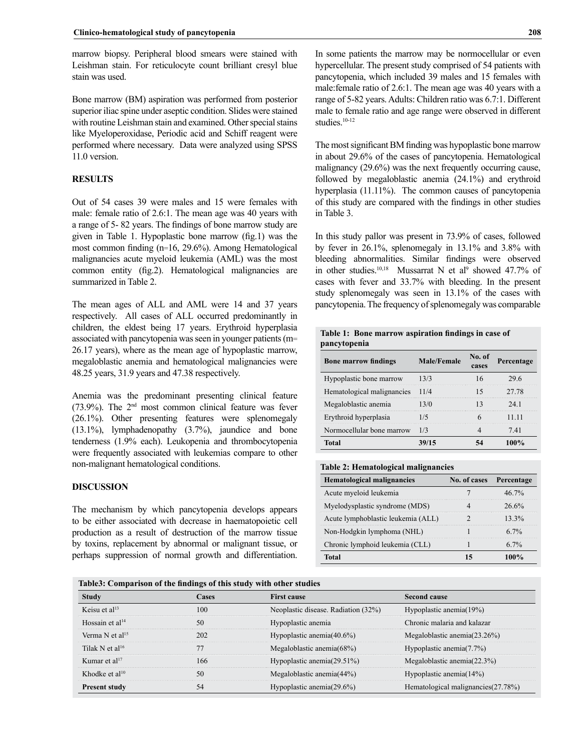marrow biopsy. Peripheral blood smears were stained with Leishman stain. For reticulocyte count brilliant cresyl blue stain was used.

Bone marrow (BM) aspiration was performed from posterior superior iliac spine under aseptic condition. Slides were stained with routine Leishman stain and examined. Other special stains like Myeloperoxidase, Periodic acid and Schiff reagent were performed where necessary. Data were analyzed using SPSS 11.0 version.

## RESULTS

Out of 54 cases 39 were males and 15 were females with male: female ratio of 2.6:1. The mean age was 40 years with a range of 5- 82 years. The findings of bone marrow study are given in Table 1. Hypoplastic bone marrow (fig.1) was the most common finding (n=16, 29.6%). Among Hematological malignancies acute myeloid leukemia (AML) was the most common entity (fig.2). Hematological malignancies are summarized in Table 2.

The mean ages of ALL and AML were 14 and 37 years respectively. All cases of ALL occurred predominantly in children, the eldest being 17 years. Erythroid hyperplasia associated with pancytopenia was seen in younger patients (m= 26.17 years), where as the mean age of hypoplastic marrow, megaloblastic anemia and hematological malignancies were 48.25 years, 31.9 years and 47.38 respectively.

Anemia was the predominant presenting clinical feature (73.9%). The 2nd most common clinical feature was fever (26.1%). Other presenting features were splenomegaly (13.1%), lymphadenopathy (3.7%), jaundice and bone tenderness (1.9% each). Leukopenia and thrombocytopenia were frequently associated with leukemias compare to other non-malignant hematological conditions.

## DISCUSSION

The mechanism by which pancytopenia develops appears to be either associated with decrease in haematopoietic cell production as a result of destruction of the marrow tissue by toxins, replacement by abnormal or malignant tissue, or perhaps suppression of normal growth and differentiation. In some patients the marrow may be normocellular or even hypercellular. The present study comprised of 54 patients with pancytopenia, which included 39 males and 15 females with male:female ratio of 2.6:1. The mean age was 40 years with a range of 5-82 years. Adults: Children ratio was 6.7:1. Different male to female ratio and age range were observed in different studies.[10-12]

The most significant BM finding was hypoplastic bone marrow in about 29.6% of the cases of pancytopenia. Hematological malignancy (29.6%) was the next frequently occurring cause, followed by megaloblastic anemia (24.1%) and erythroid hyperplasia (11.11%). The common causes of pancytopenia of this study are compared with the findings in other studies in Table 3.

In this study pallor was present in 73.9% of cases, followed by fever in 26.1%, splenomegaly in 13.1% and 3.8% with bleeding abnormalities. Similar findings were observed in other studies.[10,18] Mussarrat N et al[9] showed 47.7% of cases with fever and 33.7% with bleeding. In the present study splenomegaly was seen in 13.1% of the cases with pancytopenia. The frequency of splenomegaly was comparable

**Table 1: Bone marrow aspiration findings in case of pancytopenia**

| Bone marrow findings | Male/Female | No. of cases | Percentage |
|---|---|---|---|
| Hypoplastic bone marrow | 13/3 | 16 | 29.6 |
| Hematological malignancies | 11/4 | 15 | 27.78 |
| Megaloblastic anemia | 13/0 | 13 | 24.1 |
| Erythroid hyperplasia | 1/5 | 6 | 11.11 |
| Normocellular bone marrow | 1/3 | 4 | 7.41 |
| **Total** | **39/15** | **54** | **100%** |

**Table 2: Hematological malignancies**

| Hematological malignancies | No. of cases | Percentage |
|---|---|---|
| Acute myeloid leukemia | 7 | 46.7% |
| Myelodysplastic syndrome (MDS) | 4 | 26.6% |
| Acute lymphoblastic leukemia (ALL) | 2 | 13.3% |
| Non-Hodgkin lymphoma (NHL) | 1 | 6.7% |
| Chronic lymphoid leukemia (CLL) | 1 | 6.7% |
| **Total** | **15** | **100%** |

**Table3: Comparison of the findings of this study with other studies**

| Study | Cases | First cause | Second cause |
|---|---|---|---|
| Keisu et al[13] | 100 | Neoplastic disease. Radiation (32%) | Hypoplastic anemia(19%) |
| Hossain et al[14] | 50 | Hypoplastic anemia | Chronic malaria and kalazar |
| Verma N et al[15] | 202 | Hypoplastic anemia(40.6%) | Megaloblastic anemia(23.26%) |
| Tilak N et al[16] | 77 | Megaloblastic anemia(68%) | Hypoplastic anemia(7.7%) |
| Kumar et al[17] | 166 | Hypoplastic anemia(29.51%) | Megaloblastic anemia(22.3%) |
| Khodke et al[10] | 50 | Megaloblastic anemia(44%) | Hypoplastic anemia(14%) |
| **Present study** | 54 | Hypoplastic anemia(29.6%) | Hematological malignancies(27.78%) |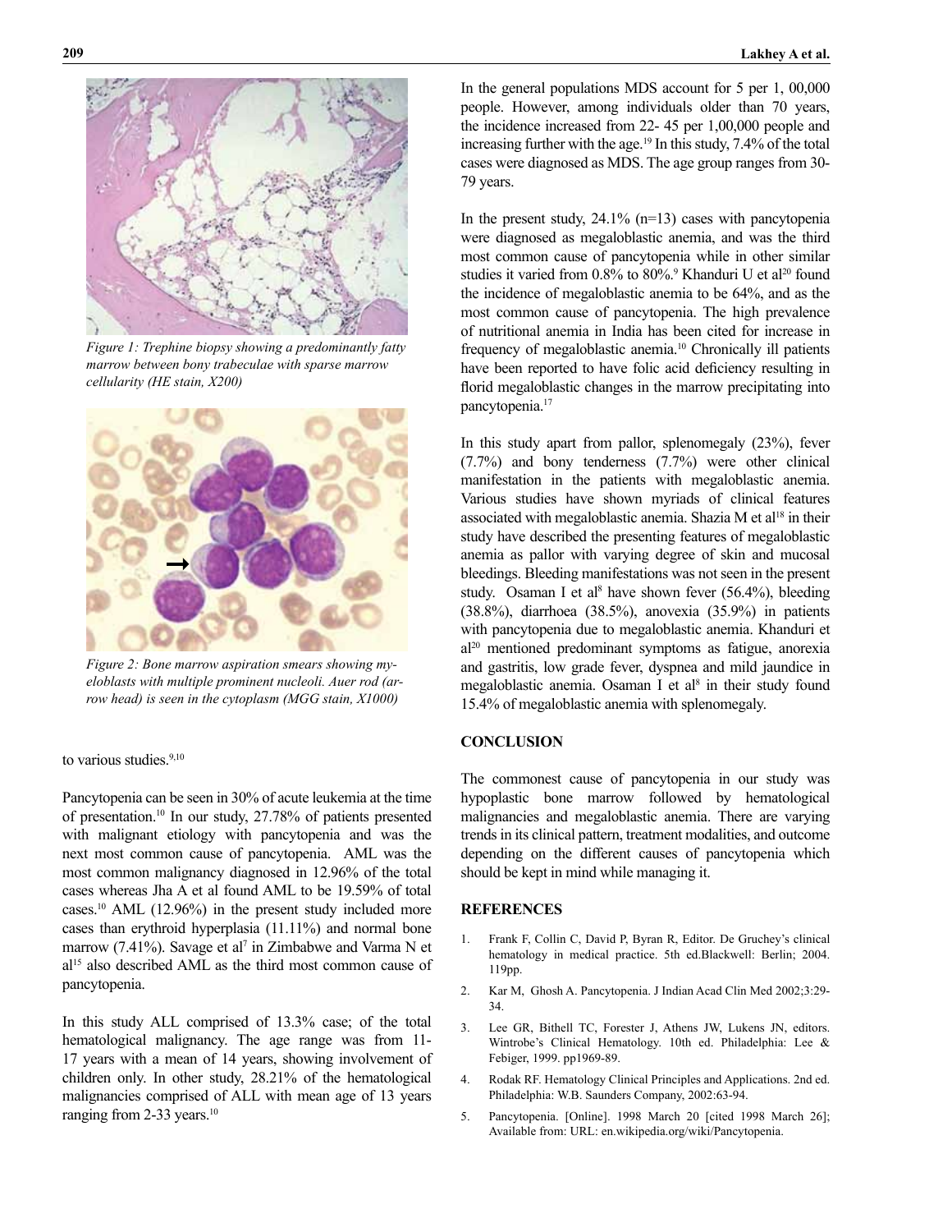*Figure 1: Trephine biopsy showing a predominantly fatty marrow between bony trabeculae with sparse marrow cellularity (HE stain, X200)*

*Figure 2: Bone marrow aspiration smears showing myeloblasts with multiple prominent nucleoli. Auer rod (arrow head) is seen in the cytoplasm (MGG stain, X1000)*

to various studies.[9,10]

Pancytopenia can be seen in 30% of acute leukemia at the time of presentation.[10] In our study, 27.78% of patients presented with malignant etiology with pancytopenia and was the next most common cause of pancytopenia. AML was the most common malignancy diagnosed in 12.96% of the total cases whereas Jha A et al found AML to be 19.59% of total cases.[10] AML (12.96%) in the present study included more cases than erythroid hyperplasia (11.11%) and normal bone marrow (7.41%). Savage et al[7] in Zimbabwe and Varma N et al[15] also described AML as the third most common cause of pancytopenia.

In this study ALL comprised of 13.3% case; of the total hematological malignancy. The age range was from 11-17 years with a mean of 14 years, showing involvement of children only. In other study, 28.21% of the hematological malignancies comprised of ALL with mean age of 13 years ranging from 2-33 years.[10]

In the general populations MDS account for 5 per 1, 00,000 people. However, among individuals older than 70 years, the incidence increased from 22- 45 per 1,00,000 people and increasing further with the age.[19] In this study, 7.4% of the total cases were diagnosed as MDS. The age group ranges from 30-79 years.

In the present study, 24.1% (n=13) cases with pancytopenia were diagnosed as megaloblastic anemia, and was the third most common cause of pancytopenia while in other similar studies it varied from 0.8% to 80%.[9] Khanduri U et al[20] found the incidence of megaloblastic anemia to be 64%, and as the most common cause of pancytopenia. The high prevalence of nutritional anemia in India has been cited for increase in frequency of megaloblastic anemia.[10] Chronically ill patients have been reported to have folic acid deficiency resulting in florid megaloblastic changes in the marrow precipitating into pancytopenia.[17]

In this study apart from pallor, splenomegaly (23%), fever (7.7%) and bony tenderness (7.7%) were other clinical manifestation in the patients with megaloblastic anemia. Various studies have shown myriads of clinical features associated with megaloblastic anemia. Shazia M et al[18] in their study have described the presenting features of megaloblastic anemia as pallor with varying degree of skin and mucosal bleedings. Bleeding manifestations was not seen in the present study. Osaman I et al[8] have shown fever (56.4%), bleeding (38.8%), diarrhoea (38.5%), anovexia (35.9%) in patients with pancytopenia due to megaloblastic anemia. Khanduri et al[20] mentioned predominant symptoms as fatigue, anorexia and gastritis, low grade fever, dyspnea and mild jaundice in megaloblastic anemia. Osaman I et al[8] in their study found 15.4% of megaloblastic anemia with splenomegaly.

## CONCLUSION

The commonest cause of pancytopenia in our study was hypoplastic bone marrow followed by hematological malignancies and megaloblastic anemia. There are varying trends in its clinical pattern, treatment modalities, and outcome depending on the different causes of pancytopenia which should be kept in mind while managing it.

## REFERENCES

1. Frank F, Collin C, David P, Byran R, Editor. De Gruchey's clinical hematology in medical practice. 5th ed.Blackwell: Berlin; 2004. 119pp.
2. Kar M, Ghosh A. Pancytopenia. J Indian Acad Clin Med 2002;3:29-34.
3. Lee GR, Bithell TC, Forester J, Athens JW, Lukens JN, editors. Wintrobe's Clinical Hematology. 10th ed. Philadelphia: Lee & Febiger, 1999. pp1969-89.
4. Rodak RF. Hematology Clinical Principles and Applications. 2nd ed. Philadelphia: W.B. Saunders Company, 2002:63-94.
5. Pancytopenia. [Online]. 1998 March 20 [cited 1998 March 26]; Available from: URL: en.wikipedia.org/wiki/Pancytopenia.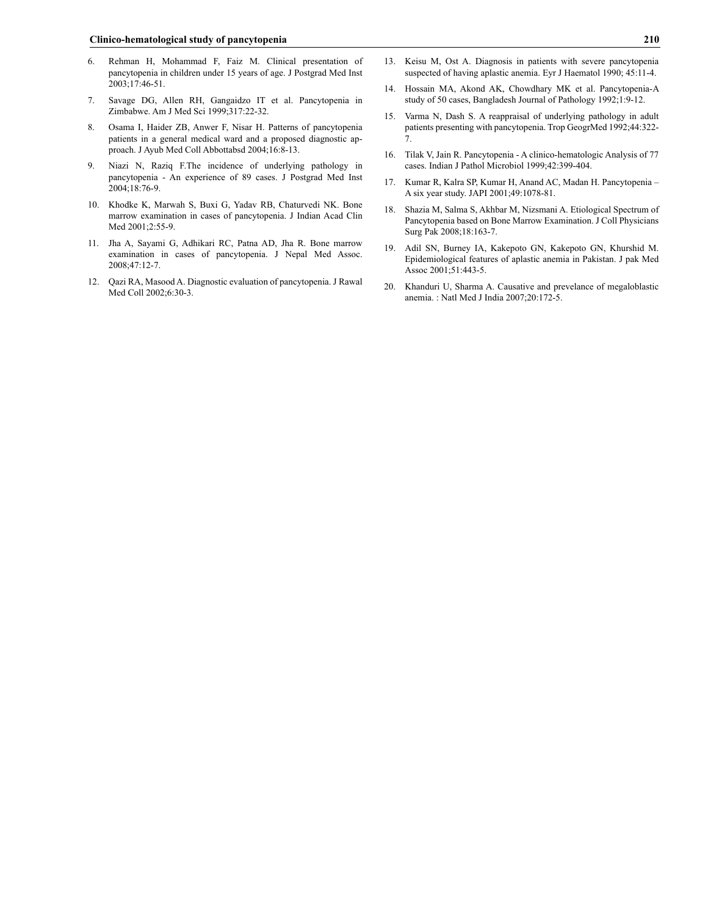6. Rehman H, Mohammad F, Faiz M. Clinical presentation of pancytopenia in children under 15 years of age. J Postgrad Med Inst 2003;17:46-51.

7. Savage DG, Allen RH, Gangaidzo IT et al. Pancytopenia in Zimbabwe. Am J Med Sci 1999;317:22-32.

8. Osama I, Haider ZB, Anwer F, Nisar H. Patterns of pancytopenia patients in a general medical ward and a proposed diagnostic approach. J Ayub Med Coll Abbottabsd 2004;16:8-13.

9. Niazi N, Raziq F.The incidence of underlying pathology in pancytopenia - An experience of 89 cases. J Postgrad Med Inst 2004;18:76-9.

10. Khodke K, Marwah S, Buxi G, Yadav RB, Chaturvedi NK. Bone marrow examination in cases of pancytopenia. J Indian Acad Clin Med 2001;2:55-9.

11. Jha A, Sayami G, Adhikari RC, Patna AD, Jha R. Bone marrow examination in cases of pancytopenia. J Nepal Med Assoc. 2008;47:12-7.

12. Qazi RA, Masood A. Diagnostic evaluation of pancytopenia. J Rawal Med Coll 2002;6:30-3.

13. Keisu M, Ost A. Diagnosis in patients with severe pancytopenia suspected of having aplastic anemia. Eyr J Haematol 1990; 45:11-4.

14. Hossain MA, Akond AK, Chowdhary MK et al. Pancytopenia-A study of 50 cases, Bangladesh Journal of Pathology 1992;1:9-12.

15. Varma N, Dash S. A reappraisal of underlying pathology in adult patients presenting with pancytopenia. Trop GeogrMed 1992;44:322-7.

16. Tilak V, Jain R. Pancytopenia - A clinico-hematologic Analysis of 77 cases. Indian J Pathol Microbiol 1999;42:399-404.

17. Kumar R, Kalra SP, Kumar H, Anand AC, Madan H. Pancytopenia – A six year study. JAPI 2001;49:1078-81.

18. Shazia M, Salma S, Akhbar M, Nizsmani A. Etiological Spectrum of Pancytopenia based on Bone Marrow Examination. J Coll Physicians Surg Pak 2008;18:163-7.

19. Adil SN, Burney IA, Kakepoto GN, Kakepoto GN, Khurshid M. Epidemiological features of aplastic anemia in Pakistan. J pak Med Assoc 2001;51:443-5.

20. Khanduri U, Sharma A. Causative and prevelance of megaloblastic anemia. : Natl Med J India 2007;20:172-5.